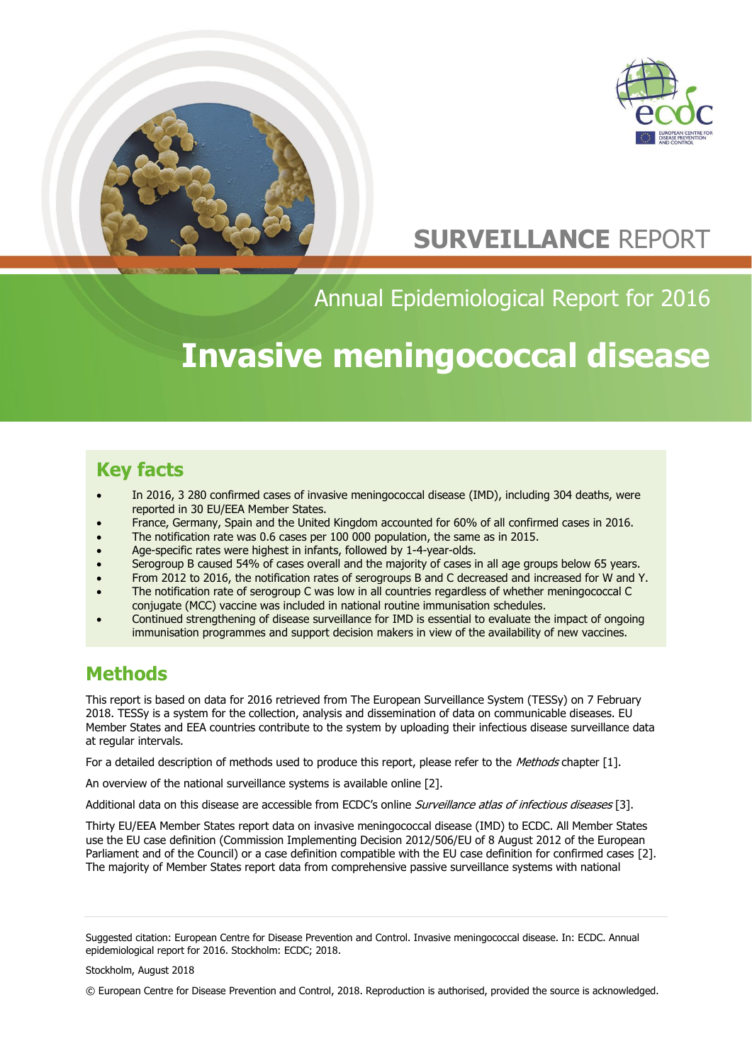# SURVEILLANCE REPORT

## Annual Epidemiological Report for 2016

# Invasive meningococcal disease

## Key facts

- In 2016, 3 280 confirmed cases of invasive meningococcal disease (IMD), including 304 deaths, were reported in 30 EU/EEA Member States.
- France, Germany, Spain and the United Kingdom accounted for 60% of all confirmed cases in 2016.
- The notification rate was 0.6 cases per 100 000 population, the same as in 2015.
- Age-specific rates were highest in infants, followed by 1-4-year-olds.
- Serogroup B caused 54% of cases overall and the majority of cases in all age groups below 65 years.
- From 2012 to 2016, the notification rates of serogroups B and C decreased and increased for W and Y.
- The notification rate of serogroup C was low in all countries regardless of whether meningococcal C conjugate (MCC) vaccine was included in national routine immunisation schedules.
- Continued strengthening of disease surveillance for IMD is essential to evaluate the impact of ongoing immunisation programmes and support decision makers in view of the availability of new vaccines.

## Methods

This report is based on data for 2016 retrieved from The European Surveillance System (TESSy) on 7 February 2018. TESSy is a system for the collection, analysis and dissemination of data on communicable diseases. EU Member States and EEA countries contribute to the system by uploading their infectious disease surveillance data at regular intervals.

For a detailed description of methods used to produce this report, please refer to the *Methods* chapter [1].

An overview of the national surveillance systems is available online [2].

Additional data on this disease are accessible from ECDC's online *Surveillance atlas of infectious diseases* [3].

Thirty EU/EEA Member States report data on invasive meningococcal disease (IMD) to ECDC. All Member States use the EU case definition (Commission Implementing Decision 2012/506/EU of 8 August 2012 of the European Parliament and of the Council) or a case definition compatible with the EU case definition for confirmed cases [2]. The majority of Member States report data from comprehensive passive surveillance systems with national

---

Suggested citation: European Centre for Disease Prevention and Control. Invasive meningococcal disease. In: ECDC. Annual epidemiological report for 2016. Stockholm: ECDC; 2018.

Stockholm, August 2018

© European Centre for Disease Prevention and Control, 2018. Reproduction is authorised, provided the source is acknowledged.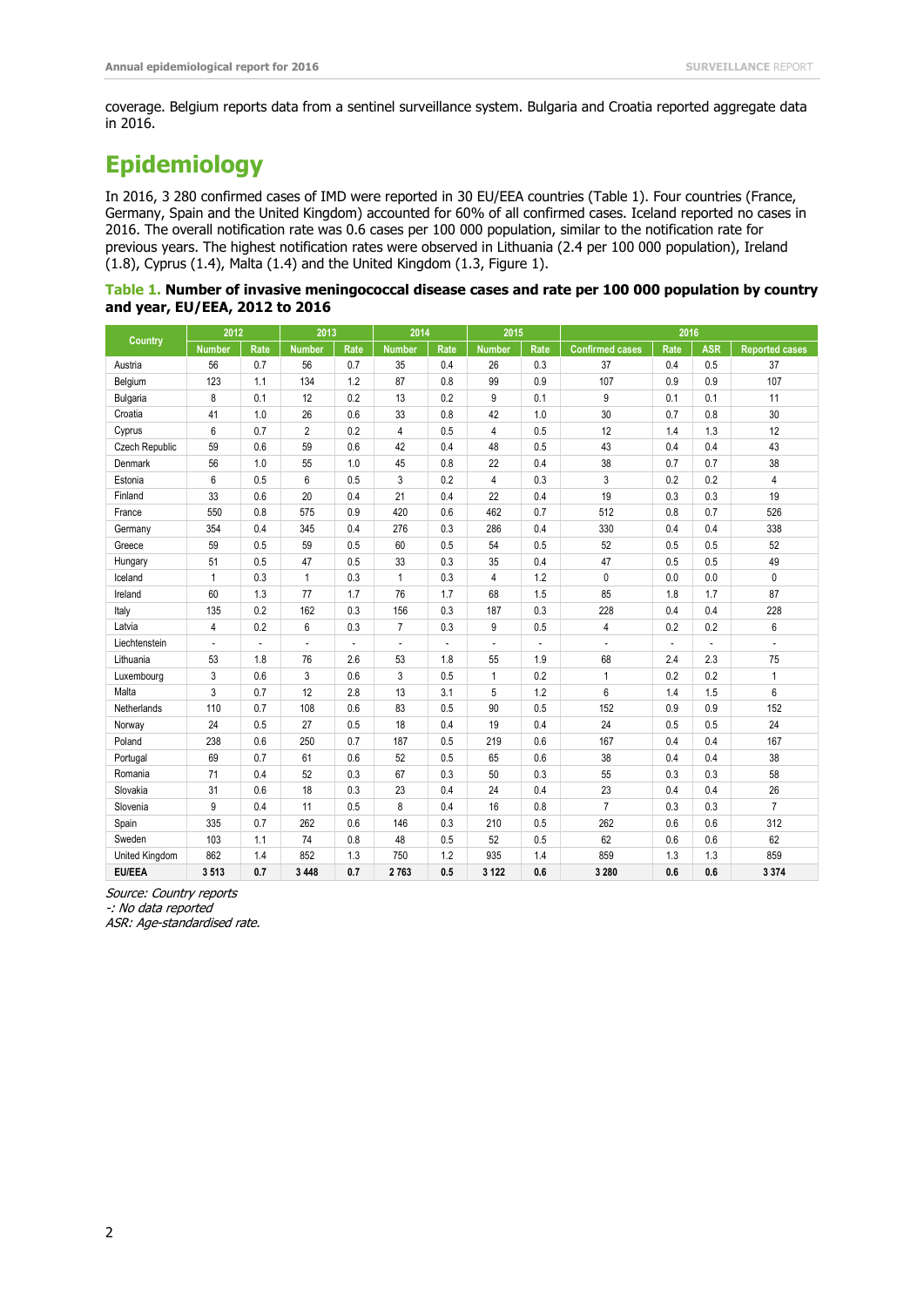coverage. Belgium reports data from a sentinel surveillance system. Bulgaria and Croatia reported aggregate data in 2016.

# Epidemiology

In 2016, 3 280 confirmed cases of IMD were reported in 30 EU/EEA countries (Table 1). Four countries (France, Germany, Spain and the United Kingdom) accounted for 60% of all confirmed cases. Iceland reported no cases in 2016. The overall notification rate was 0.6 cases per 100 000 population, similar to the notification rate for previous years. The highest notification rates were observed in Lithuania (2.4 per 100 000 population), Ireland (1.8), Cyprus (1.4), Malta (1.4) and the United Kingdom (1.3, Figure 1).

**Table 1. Number of invasive meningococcal disease cases and rate per 100 000 population by country and year, EU/EEA, 2012 to 2016**

| Country | 2012 | | 2013 | | 2014 | | 2015 | | 2016 | | | |
|---|---|---|---|---|---|---|---|---|---|---|---|---|
| | Number | Rate | Number | Rate | Number | Rate | Number | Rate | Confirmed cases | Rate | ASR | Reported cases |
| Austria | 56 | 0.7 | 56 | 0.7 | 35 | 0.4 | 26 | 0.3 | 37 | 0.4 | 0.5 | 37 |
| Belgium | 123 | 1.1 | 134 | 1.2 | 87 | 0.8 | 99 | 0.9 | 107 | 0.9 | 0.9 | 107 |
| Bulgaria | 8 | 0.1 | 12 | 0.2 | 13 | 0.2 | 9 | 0.1 | 9 | 0.1 | 0.1 | 11 |
| Croatia | 41 | 1.0 | 26 | 0.6 | 33 | 0.8 | 42 | 1.0 | 30 | 0.7 | 0.8 | 30 |
| Cyprus | 6 | 0.7 | 2 | 0.2 | 4 | 0.5 | 4 | 0.5 | 12 | 1.4 | 1.3 | 12 |
| Czech Republic | 59 | 0.6 | 59 | 0.6 | 42 | 0.4 | 48 | 0.5 | 43 | 0.4 | 0.4 | 43 |
| Denmark | 56 | 1.0 | 55 | 1.0 | 45 | 0.8 | 22 | 0.4 | 38 | 0.7 | 0.7 | 38 |
| Estonia | 6 | 0.5 | 6 | 0.5 | 3 | 0.2 | 4 | 0.3 | 3 | 0.2 | 0.2 | 4 |
| Finland | 33 | 0.6 | 20 | 0.4 | 21 | 0.4 | 22 | 0.4 | 19 | 0.3 | 0.3 | 19 |
| France | 550 | 0.8 | 575 | 0.9 | 420 | 0.6 | 462 | 0.7 | 512 | 0.8 | 0.7 | 526 |
| Germany | 354 | 0.4 | 345 | 0.4 | 276 | 0.3 | 286 | 0.4 | 330 | 0.4 | 0.4 | 338 |
| Greece | 59 | 0.5 | 59 | 0.5 | 60 | 0.5 | 54 | 0.5 | 52 | 0.5 | 0.5 | 52 |
| Hungary | 51 | 0.5 | 47 | 0.5 | 33 | 0.3 | 35 | 0.4 | 47 | 0.5 | 0.5 | 49 |
| Iceland | 1 | 0.3 | 1 | 0.3 | 1 | 0.3 | 4 | 1.2 | 0 | 0.0 | 0.0 | 0 |
| Ireland | 60 | 1.3 | 77 | 1.7 | 76 | 1.7 | 68 | 1.5 | 85 | 1.8 | 1.7 | 87 |
| Italy | 135 | 0.2 | 162 | 0.3 | 156 | 0.3 | 187 | 0.3 | 228 | 0.4 | 0.4 | 228 |
| Latvia | 4 | 0.2 | 6 | 0.3 | 7 | 0.3 | 9 | 0.5 | 4 | 0.2 | 0.2 | 6 |
| Liechtenstein | - | - | - | - | - | - | - | - | - | - | - | - |
| Lithuania | 53 | 1.8 | 76 | 2.6 | 53 | 1.8 | 55 | 1.9 | 68 | 2.4 | 2.3 | 75 |
| Luxembourg | 3 | 0.6 | 3 | 0.6 | 3 | 0.5 | 1 | 0.2 | 1 | 0.2 | 0.2 | 1 |
| Malta | 3 | 0.7 | 12 | 2.8 | 13 | 3.1 | 5 | 1.2 | 6 | 1.4 | 1.5 | 6 |
| Netherlands | 110 | 0.7 | 108 | 0.6 | 83 | 0.5 | 90 | 0.5 | 152 | 0.9 | 0.9 | 152 |
| Norway | 24 | 0.5 | 27 | 0.5 | 18 | 0.4 | 19 | 0.4 | 24 | 0.5 | 0.5 | 24 |
| Poland | 238 | 0.6 | 250 | 0.7 | 187 | 0.5 | 219 | 0.6 | 167 | 0.4 | 0.4 | 167 |
| Portugal | 69 | 0.7 | 61 | 0.6 | 52 | 0.5 | 65 | 0.6 | 38 | 0.4 | 0.4 | 38 |
| Romania | 71 | 0.4 | 52 | 0.3 | 67 | 0.3 | 50 | 0.3 | 55 | 0.3 | 0.3 | 58 |
| Slovakia | 31 | 0.6 | 18 | 0.3 | 23 | 0.4 | 24 | 0.4 | 23 | 0.4 | 0.4 | 26 |
| Slovenia | 9 | 0.4 | 11 | 0.5 | 8 | 0.4 | 16 | 0.8 | 7 | 0.3 | 0.3 | 7 |
| Spain | 335 | 0.7 | 262 | 0.6 | 146 | 0.3 | 210 | 0.5 | 262 | 0.6 | 0.6 | 312 |
| Sweden | 103 | 1.1 | 74 | 0.8 | 48 | 0.5 | 52 | 0.5 | 62 | 0.6 | 0.6 | 62 |
| United Kingdom | 862 | 1.4 | 852 | 1.3 | 750 | 1.2 | 935 | 1.4 | 859 | 1.3 | 1.3 | 859 |
| **EU/EEA** | **3 513** | **0.7** | **3 448** | **0.7** | **2 763** | **0.5** | **3 122** | **0.6** | **3 280** | **0.6** | **0.6** | **3 374** |

*Source: Country reports*
*-: No data reported*
*ASR: Age-standardised rate.*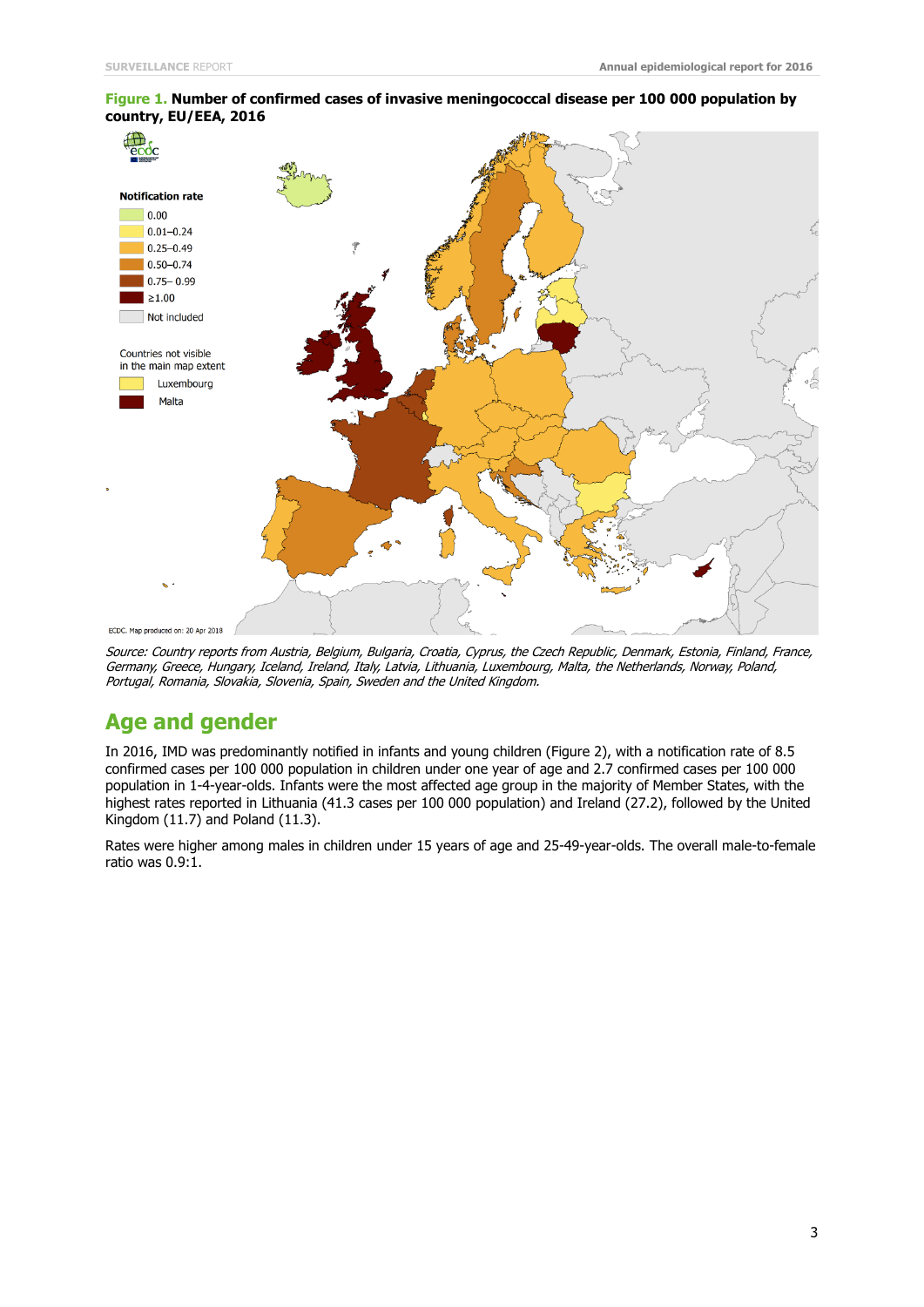**Figure 1. Number of confirmed cases of invasive meningococcal disease per 100 000 population by country, EU/EEA, 2016**

*Source: Country reports from Austria, Belgium, Bulgaria, Croatia, Cyprus, the Czech Republic, Denmark, Estonia, Finland, France, Germany, Greece, Hungary, Iceland, Ireland, Italy, Latvia, Lithuania, Luxembourg, Malta, the Netherlands, Norway, Poland, Portugal, Romania, Slovakia, Slovenia, Spain, Sweden and the United Kingdom.*

## Age and gender

In 2016, IMD was predominantly notified in infants and young children (Figure 2), with a notification rate of 8.5 confirmed cases per 100 000 population in children under one year of age and 2.7 confirmed cases per 100 000 population in 1-4-year-olds. Infants were the most affected age group in the majority of Member States, with the highest rates reported in Lithuania (41.3 cases per 100 000 population) and Ireland (27.2), followed by the United Kingdom (11.7) and Poland (11.3).

Rates were higher among males in children under 15 years of age and 25-49-year-olds. The overall male-to-female ratio was 0.9:1.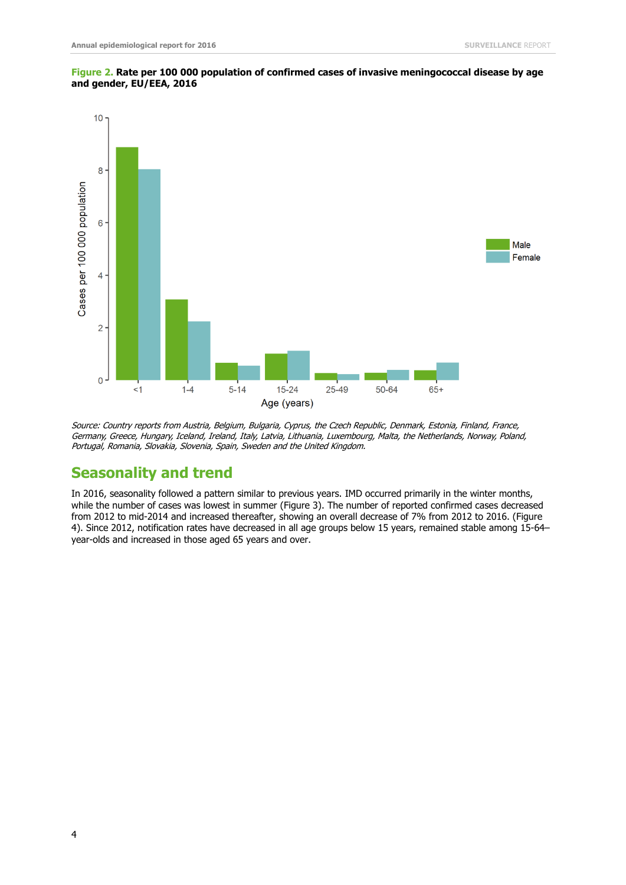**Figure 2.** **Rate per 100 000 population of confirmed cases of invasive meningococcal disease by age and gender, EU/EEA, 2016**

*Source: Country reports from Austria, Belgium, Bulgaria, Cyprus, the Czech Republic, Denmark, Estonia, Finland, France, Germany, Greece, Hungary, Iceland, Ireland, Italy, Latvia, Lithuania, Luxembourg, Malta, the Netherlands, Norway, Poland, Portugal, Romania, Slovakia, Slovenia, Spain, Sweden and the United Kingdom.*

## Seasonality and trend

In 2016, seasonality followed a pattern similar to previous years. IMD occurred primarily in the winter months, while the number of cases was lowest in summer (Figure 3). The number of reported confirmed cases decreased from 2012 to mid-2014 and increased thereafter, showing an overall decrease of 7% from 2012 to 2016. (Figure 4). Since 2012, notification rates have decreased in all age groups below 15 years, remained stable among 15-64–year-olds and increased in those aged 65 years and over.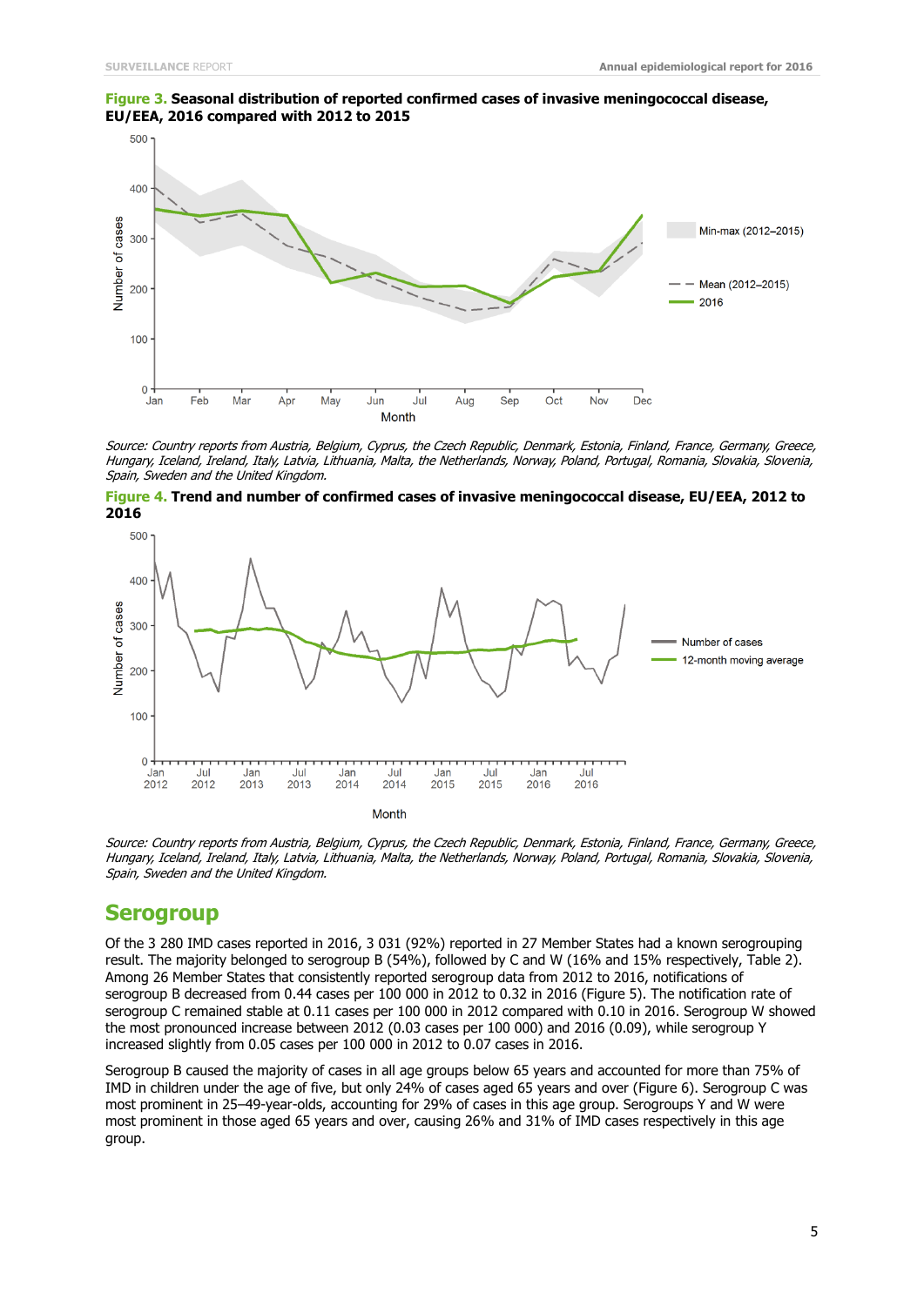**Figure 3. Seasonal distribution of reported confirmed cases of invasive meningococcal disease, EU/EEA, 2016 compared with 2012 to 2015**

*Source: Country reports from Austria, Belgium, Cyprus, the Czech Republic, Denmark, Estonia, Finland, France, Germany, Greece, Hungary, Iceland, Ireland, Italy, Latvia, Lithuania, Malta, the Netherlands, Norway, Poland, Portugal, Romania, Slovakia, Slovenia, Spain, Sweden and the United Kingdom.*

**Figure 4. Trend and number of confirmed cases of invasive meningococcal disease, EU/EEA, 2012 to 2016**

*Source: Country reports from Austria, Belgium, Cyprus, the Czech Republic, Denmark, Estonia, Finland, France, Germany, Greece, Hungary, Iceland, Ireland, Italy, Latvia, Lithuania, Malta, the Netherlands, Norway, Poland, Portugal, Romania, Slovakia, Slovenia, Spain, Sweden and the United Kingdom.*

## Serogroup

Of the 3 280 IMD cases reported in 2016, 3 031 (92%) reported in 27 Member States had a known serogrouping result. The majority belonged to serogroup B (54%), followed by C and W (16% and 15% respectively, Table 2). Among 26 Member States that consistently reported serogroup data from 2012 to 2016, notifications of serogroup B decreased from 0.44 cases per 100 000 in 2012 to 0.32 in 2016 (Figure 5). The notification rate of serogroup C remained stable at 0.11 cases per 100 000 in 2012 compared with 0.10 in 2016. Serogroup W showed the most pronounced increase between 2012 (0.03 cases per 100 000) and 2016 (0.09), while serogroup Y increased slightly from 0.05 cases per 100 000 in 2012 to 0.07 cases in 2016.

Serogroup B caused the majority of cases in all age groups below 65 years and accounted for more than 75% of IMD in children under the age of five, but only 24% of cases aged 65 years and over (Figure 6). Serogroup C was most prominent in 25–49-year-olds, accounting for 29% of cases in this age group. Serogroups Y and W were most prominent in those aged 65 years and over, causing 26% and 31% of IMD cases respectively in this age group.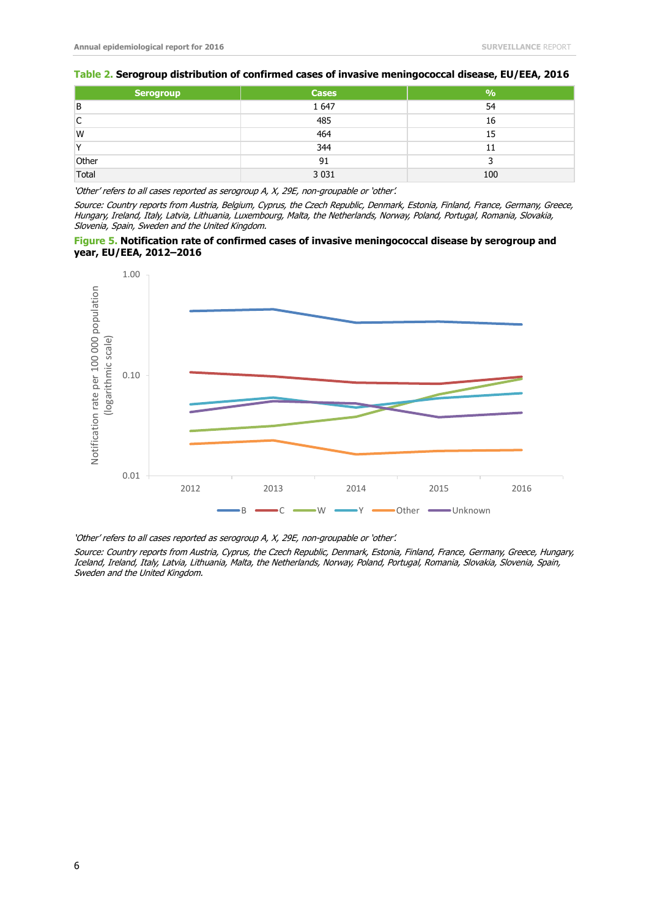**Table 2. Serogroup distribution of confirmed cases of invasive meningococcal disease, EU/EEA, 2016**

| Serogroup | Cases | % |
|---|---|---|
| B | 1 647 | 54 |
| C | 485 | 16 |
| W | 464 | 15 |
| Y | 344 | 11 |
| Other | 91 | 3 |
| Total | 3 031 | 100 |

*'Other' refers to all cases reported as serogroup A, X, 29E, non-groupable or 'other'.*

*Source: Country reports from Austria, Belgium, Cyprus, the Czech Republic, Denmark, Estonia, Finland, France, Germany, Greece, Hungary, Ireland, Italy, Latvia, Lithuania, Luxembourg, Malta, the Netherlands, Norway, Poland, Portugal, Romania, Slovakia, Slovenia, Spain, Sweden and the United Kingdom.*

**Figure 5. Notification rate of confirmed cases of invasive meningococcal disease by serogroup and year, EU/EEA, 2012–2016**

*'Other' refers to all cases reported as serogroup A, X, 29E, non-groupable or 'other'.*

*Source: Country reports from Austria, Cyprus, the Czech Republic, Denmark, Estonia, Finland, France, Germany, Greece, Hungary, Iceland, Ireland, Italy, Latvia, Lithuania, Malta, the Netherlands, Norway, Poland, Portugal, Romania, Slovakia, Slovenia, Spain, Sweden and the United Kingdom.*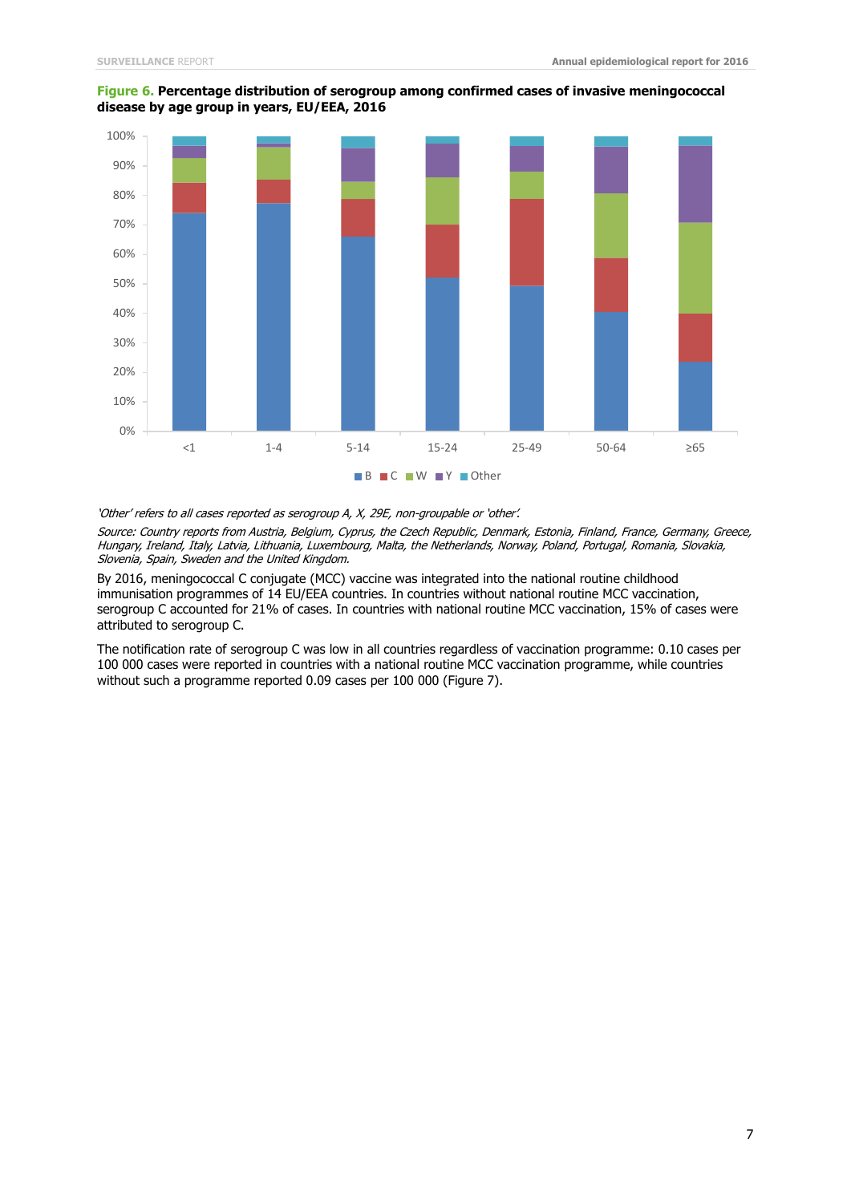**Figure 6. Percentage distribution of serogroup among confirmed cases of invasive meningococcal disease by age group in years, EU/EEA, 2016**

*'Other' refers to all cases reported as serogroup A, X, 29E, non-groupable or 'other'.*

*Source: Country reports from Austria, Belgium, Cyprus, the Czech Republic, Denmark, Estonia, Finland, France, Germany, Greece, Hungary, Ireland, Italy, Latvia, Lithuania, Luxembourg, Malta, the Netherlands, Norway, Poland, Portugal, Romania, Slovakia, Slovenia, Spain, Sweden and the United Kingdom.*

By 2016, meningococcal C conjugate (MCC) vaccine was integrated into the national routine childhood immunisation programmes of 14 EU/EEA countries. In countries without national routine MCC vaccination, serogroup C accounted for 21% of cases. In countries with national routine MCC vaccination, 15% of cases were attributed to serogroup C.

The notification rate of serogroup C was low in all countries regardless of vaccination programme: 0.10 cases per 100 000 cases were reported in countries with a national routine MCC vaccination programme, while countries without such a programme reported 0.09 cases per 100 000 (Figure 7).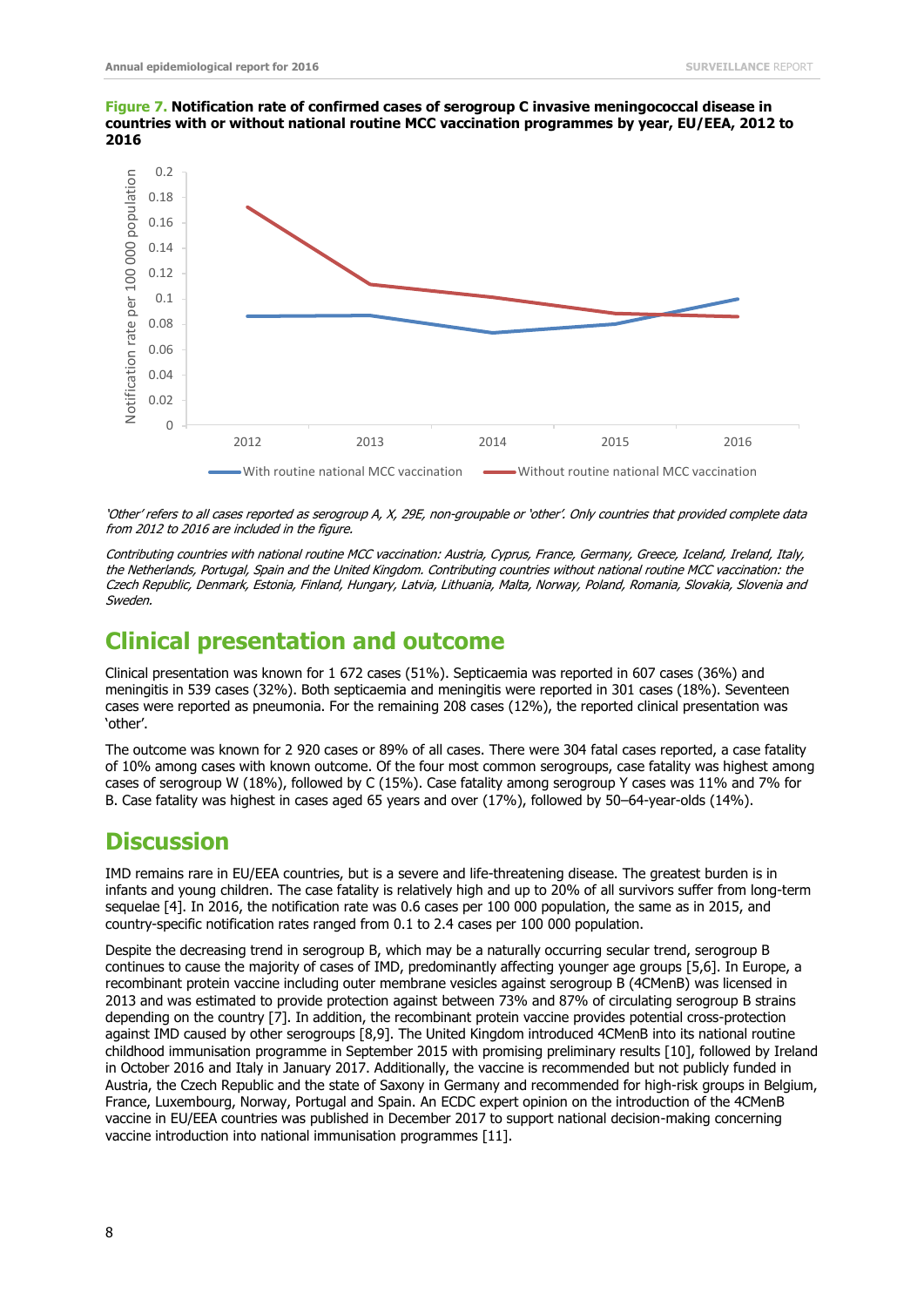**Figure 7. Notification rate of confirmed cases of serogroup C invasive meningococcal disease in countries with or without national routine MCC vaccination programmes by year, EU/EEA, 2012 to 2016**

*'Other' refers to all cases reported as serogroup A, X, 29E, non-groupable or 'other'. Only countries that provided complete data from 2012 to 2016 are included in the figure.*

*Contributing countries with national routine MCC vaccination: Austria, Cyprus, France, Germany, Greece, Iceland, Ireland, Italy, the Netherlands, Portugal, Spain and the United Kingdom. Contributing countries without national routine MCC vaccination: the Czech Republic, Denmark, Estonia, Finland, Hungary, Latvia, Lithuania, Malta, Norway, Poland, Romania, Slovakia, Slovenia and Sweden.*

# Clinical presentation and outcome

Clinical presentation was known for 1 672 cases (51%). Septicaemia was reported in 607 cases (36%) and meningitis in 539 cases (32%). Both septicaemia and meningitis were reported in 301 cases (18%). Seventeen cases were reported as pneumonia. For the remaining 208 cases (12%), the reported clinical presentation was 'other'.

The outcome was known for 2 920 cases or 89% of all cases. There were 304 fatal cases reported, a case fatality of 10% among cases with known outcome. Of the four most common serogroups, case fatality was highest among cases of serogroup W (18%), followed by C (15%). Case fatality among serogroup Y cases was 11% and 7% for B. Case fatality was highest in cases aged 65 years and over (17%), followed by 50–64-year-olds (14%).

# Discussion

IMD remains rare in EU/EEA countries, but is a severe and life-threatening disease. The greatest burden is in infants and young children. The case fatality is relatively high and up to 20% of all survivors suffer from long-term sequelae [4]. In 2016, the notification rate was 0.6 cases per 100 000 population, the same as in 2015, and country-specific notification rates ranged from 0.1 to 2.4 cases per 100 000 population.

Despite the decreasing trend in serogroup B, which may be a naturally occurring secular trend, serogroup B continues to cause the majority of cases of IMD, predominantly affecting younger age groups [5,6]. In Europe, a recombinant protein vaccine including outer membrane vesicles against serogroup B (4CMenB) was licensed in 2013 and was estimated to provide protection against between 73% and 87% of circulating serogroup B strains depending on the country [7]. In addition, the recombinant protein vaccine provides potential cross-protection against IMD caused by other serogroups [8,9]. The United Kingdom introduced 4CMenB into its national routine childhood immunisation programme in September 2015 with promising preliminary results [10], followed by Ireland in October 2016 and Italy in January 2017. Additionally, the vaccine is recommended but not publicly funded in Austria, the Czech Republic and the state of Saxony in Germany and recommended for high-risk groups in Belgium, France, Luxembourg, Norway, Portugal and Spain. An ECDC expert opinion on the introduction of the 4CMenB vaccine in EU/EEA countries was published in December 2017 to support national decision-making concerning vaccine introduction into national immunisation programmes [11].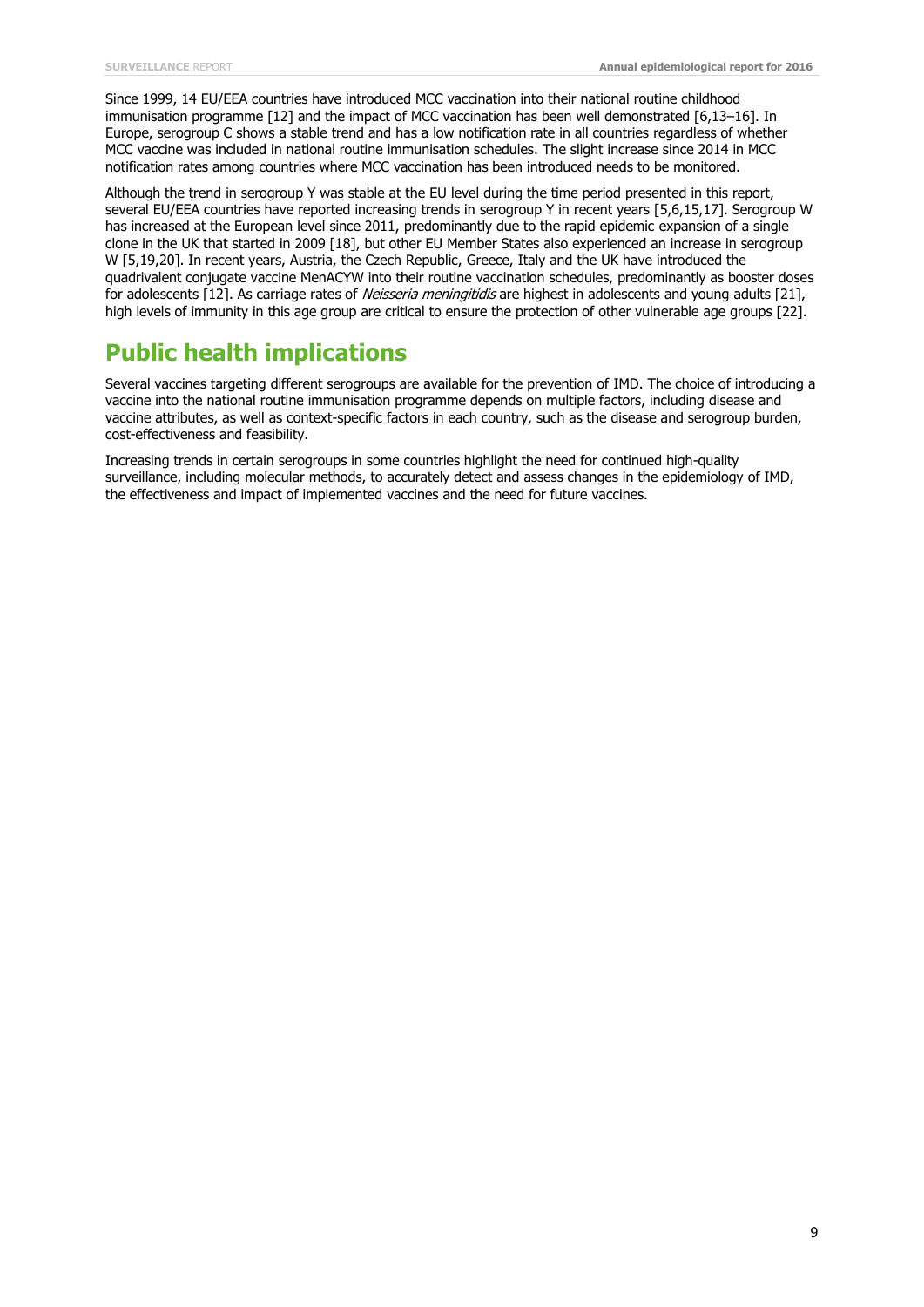Since 1999, 14 EU/EEA countries have introduced MCC vaccination into their national routine childhood immunisation programme [12] and the impact of MCC vaccination has been well demonstrated [6,13–16]. In Europe, serogroup C shows a stable trend and has a low notification rate in all countries regardless of whether MCC vaccine was included in national routine immunisation schedules. The slight increase since 2014 in MCC notification rates among countries where MCC vaccination has been introduced needs to be monitored.

Although the trend in serogroup Y was stable at the EU level during the time period presented in this report, several EU/EEA countries have reported increasing trends in serogroup Y in recent years [5,6,15,17]. Serogroup W has increased at the European level since 2011, predominantly due to the rapid epidemic expansion of a single clone in the UK that started in 2009 [18], but other EU Member States also experienced an increase in serogroup W [5,19,20]. In recent years, Austria, the Czech Republic, Greece, Italy and the UK have introduced the quadrivalent conjugate vaccine MenACYW into their routine vaccination schedules, predominantly as booster doses for adolescents [12]. As carriage rates of *Neisseria meningitidis* are highest in adolescents and young adults [21], high levels of immunity in this age group are critical to ensure the protection of other vulnerable age groups [22].

# Public health implications

Several vaccines targeting different serogroups are available for the prevention of IMD. The choice of introducing a vaccine into the national routine immunisation programme depends on multiple factors, including disease and vaccine attributes, as well as context-specific factors in each country, such as the disease and serogroup burden, cost-effectiveness and feasibility.

Increasing trends in certain serogroups in some countries highlight the need for continued high-quality surveillance, including molecular methods, to accurately detect and assess changes in the epidemiology of IMD, the effectiveness and impact of implemented vaccines and the need for future vaccines.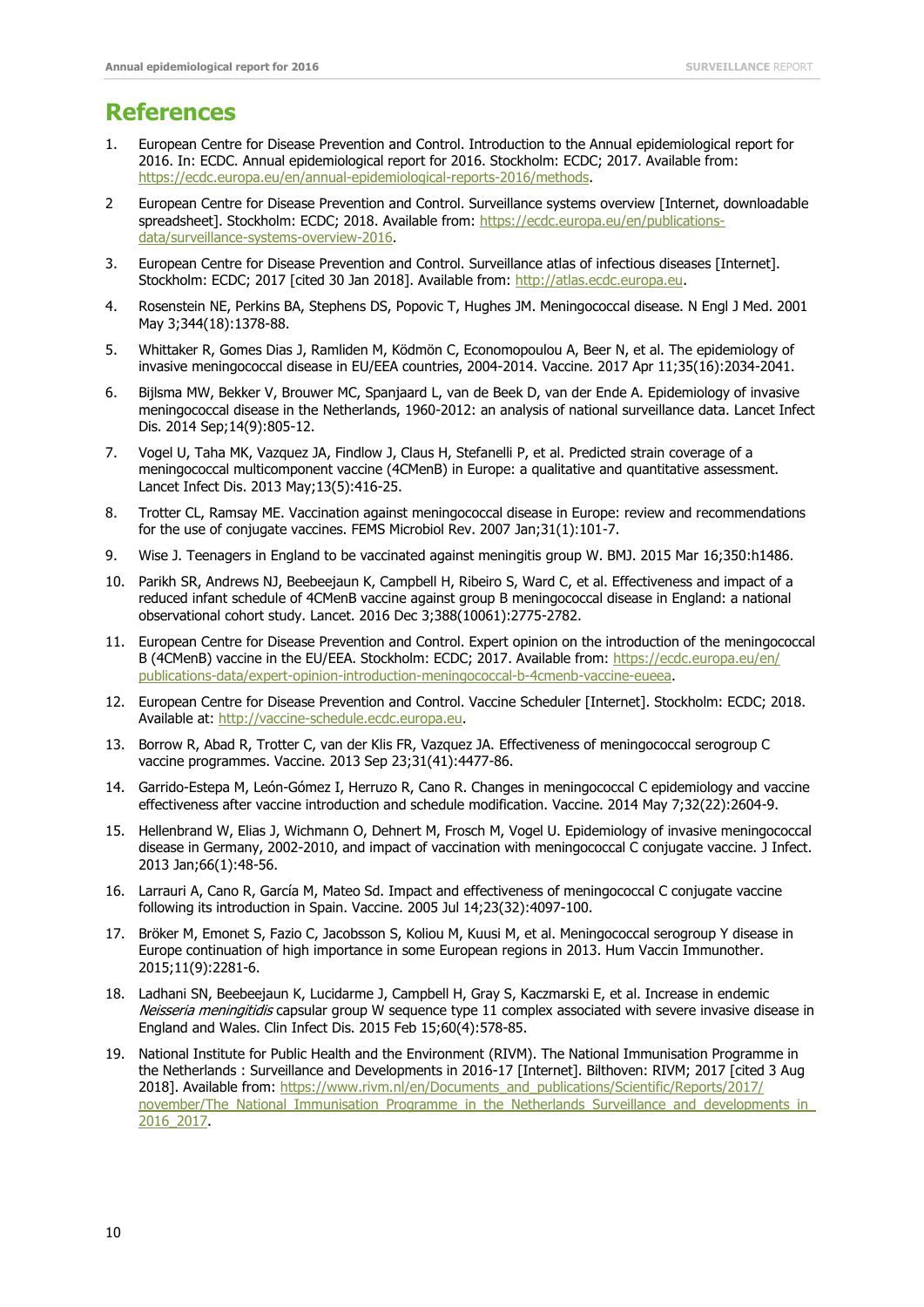# References

1. European Centre for Disease Prevention and Control. Introduction to the Annual epidemiological report for 2016. In: ECDC. Annual epidemiological report for 2016. Stockholm: ECDC; 2017. Available from: https://ecdc.europa.eu/en/annual-epidemiological-reports-2016/methods.
2. European Centre for Disease Prevention and Control. Surveillance systems overview [Internet, downloadable spreadsheet]. Stockholm: ECDC; 2018. Available from: https://ecdc.europa.eu/en/publications-data/surveillance-systems-overview-2016.
3. European Centre for Disease Prevention and Control. Surveillance atlas of infectious diseases [Internet]. Stockholm: ECDC; 2017 [cited 30 Jan 2018]. Available from: http://atlas.ecdc.europa.eu.
4. Rosenstein NE, Perkins BA, Stephens DS, Popovic T, Hughes JM. Meningococcal disease. N Engl J Med. 2001 May 3;344(18):1378-88.
5. Whittaker R, Gomes Dias J, Ramliden M, Ködmön C, Economopoulou A, Beer N, et al. The epidemiology of invasive meningococcal disease in EU/EEA countries, 2004-2014. Vaccine. 2017 Apr 11;35(16):2034-2041.
6. Bijlsma MW, Bekker V, Brouwer MC, Spanjaard L, van de Beek D, van der Ende A. Epidemiology of invasive meningococcal disease in the Netherlands, 1960-2012: an analysis of national surveillance data. Lancet Infect Dis. 2014 Sep;14(9):805-12.
7. Vogel U, Taha MK, Vazquez JA, Findlow J, Claus H, Stefanelli P, et al. Predicted strain coverage of a meningococcal multicomponent vaccine (4CMenB) in Europe: a qualitative and quantitative assessment. Lancet Infect Dis. 2013 May;13(5):416-25.
8. Trotter CL, Ramsay ME. Vaccination against meningococcal disease in Europe: review and recommendations for the use of conjugate vaccines. FEMS Microbiol Rev. 2007 Jan;31(1):101-7.
9. Wise J. Teenagers in England to be vaccinated against meningitis group W. BMJ. 2015 Mar 16;350:h1486.
10. Parikh SR, Andrews NJ, Beebeejaun K, Campbell H, Ribeiro S, Ward C, et al. Effectiveness and impact of a reduced infant schedule of 4CMenB vaccine against group B meningococcal disease in England: a national observational cohort study. Lancet. 2016 Dec 3;388(10061):2775-2782.
11. European Centre for Disease Prevention and Control. Expert opinion on the introduction of the meningococcal B (4CMenB) vaccine in the EU/EEA. Stockholm: ECDC; 2017. Available from: https://ecdc.europa.eu/en/publications-data/expert-opinion-introduction-meningococcal-b-4cmenb-vaccine-eueea.
12. European Centre for Disease Prevention and Control. Vaccine Scheduler [Internet]. Stockholm: ECDC; 2018. Available at: http://vaccine-schedule.ecdc.europa.eu.
13. Borrow R, Abad R, Trotter C, van der Klis FR, Vazquez JA. Effectiveness of meningococcal serogroup C vaccine programmes. Vaccine. 2013 Sep 23;31(41):4477-86.
14. Garrido-Estepa M, León-Gómez I, Herruzo R, Cano R. Changes in meningococcal C epidemiology and vaccine effectiveness after vaccine introduction and schedule modification. Vaccine. 2014 May 7;32(22):2604-9.
15. Hellenbrand W, Elias J, Wichmann O, Dehnert M, Frosch M, Vogel U. Epidemiology of invasive meningococcal disease in Germany, 2002-2010, and impact of vaccination with meningococcal C conjugate vaccine. J Infect. 2013 Jan;66(1):48-56.
16. Larrauri A, Cano R, García M, Mateo Sd. Impact and effectiveness of meningococcal C conjugate vaccine following its introduction in Spain. Vaccine. 2005 Jul 14;23(32):4097-100.
17. Bröker M, Emonet S, Fazio C, Jacobsson S, Koliou M, Kuusi M, et al. Meningococcal serogroup Y disease in Europe continuation of high importance in some European regions in 2013. Hum Vaccin Immunother. 2015;11(9):2281-6.
18. Ladhani SN, Beebeejaun K, Lucidarme J, Campbell H, Gray S, Kaczmarski E, et al. Increase in endemic *Neisseria meningitidis* capsular group W sequence type 11 complex associated with severe invasive disease in England and Wales. Clin Infect Dis. 2015 Feb 15;60(4):578-85.
19. National Institute for Public Health and the Environment (RIVM). The National Immunisation Programme in the Netherlands : Surveillance and Developments in 2016-17 [Internet]. Bilthoven: RIVM; 2017 [cited 3 Aug 2018]. Available from: https://www.rivm.nl/en/Documents_and_publications/Scientific/Reports/2017/november/The_National_Immunisation_Programme_in_the_Netherlands_Surveillance_and_developments_in_2016_2017.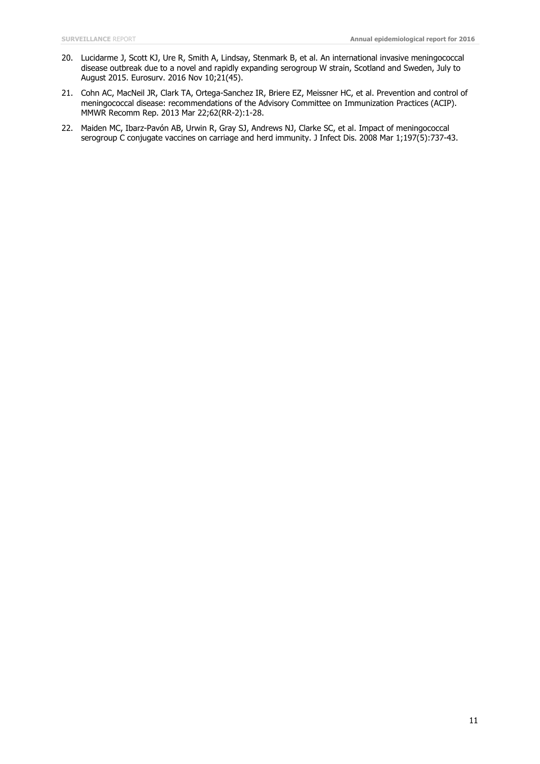20. Lucidarme J, Scott KJ, Ure R, Smith A, Lindsay, Stenmark B, et al. An international invasive meningococcal disease outbreak due to a novel and rapidly expanding serogroup W strain, Scotland and Sweden, July to August 2015. Eurosurv. 2016 Nov 10;21(45).
21. Cohn AC, MacNeil JR, Clark TA, Ortega-Sanchez IR, Briere EZ, Meissner HC, et al. Prevention and control of meningococcal disease: recommendations of the Advisory Committee on Immunization Practices (ACIP). MMWR Recomm Rep. 2013 Mar 22;62(RR-2):1-28.
22. Maiden MC, Ibarz-Pavón AB, Urwin R, Gray SJ, Andrews NJ, Clarke SC, et al. Impact of meningococcal serogroup C conjugate vaccines on carriage and herd immunity. J Infect Dis. 2008 Mar 1;197(5):737-43.